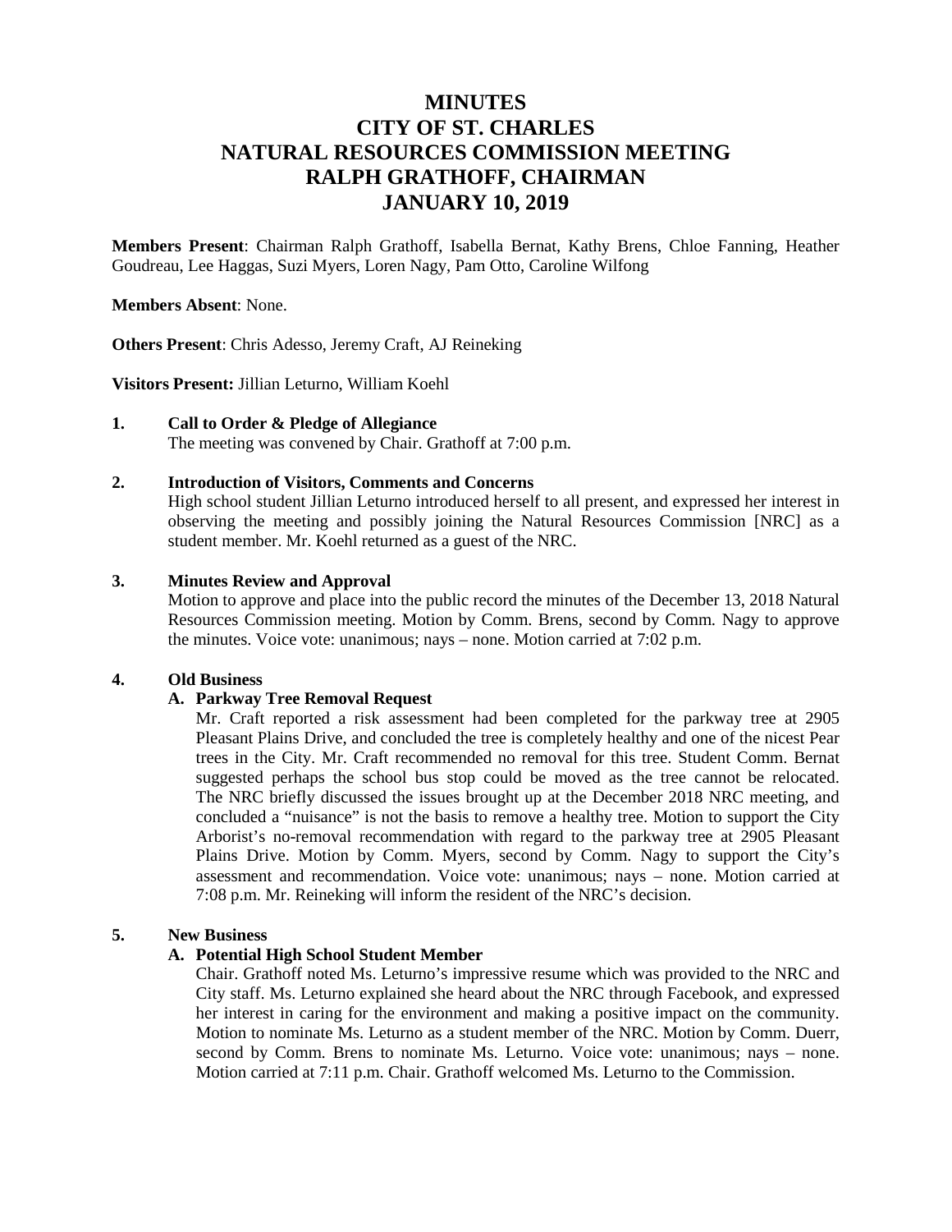# MINUTES
# CITY OF ST. CHARLES
# NATURAL RESOURCES COMMISSION MEETING
# RALPH GRATHOFF, CHAIRMAN
# JANUARY 10, 2019

**Members Present**: Chairman Ralph Grathoff, Isabella Bernat, Kathy Brens, Chloe Fanning, Heather Goudreau, Lee Haggas, Suzi Myers, Loren Nagy, Pam Otto, Caroline Wilfong

**Members Absent**: None.

**Others Present**: Chris Adesso, Jeremy Craft, AJ Reineking

**Visitors Present:** Jillian Leturno, William Koehl

**1. Call to Order & Pledge of Allegiance**

The meeting was convened by Chair. Grathoff at 7:00 p.m.

**2. Introduction of Visitors, Comments and Concerns**

High school student Jillian Leturno introduced herself to all present, and expressed her interest in observing the meeting and possibly joining the Natural Resources Commission [NRC] as a student member. Mr. Koehl returned as a guest of the NRC.

**3. Minutes Review and Approval**

Motion to approve and place into the public record the minutes of the December 13, 2018 Natural Resources Commission meeting. Motion by Comm. Brens, second by Comm. Nagy to approve the minutes. Voice vote: unanimous; nays – none. Motion carried at 7:02 p.m.

**4. Old Business**

**A. Parkway Tree Removal Request**

Mr. Craft reported a risk assessment had been completed for the parkway tree at 2905 Pleasant Plains Drive, and concluded the tree is completely healthy and one of the nicest Pear trees in the City. Mr. Craft recommended no removal for this tree. Student Comm. Bernat suggested perhaps the school bus stop could be moved as the tree cannot be relocated. The NRC briefly discussed the issues brought up at the December 2018 NRC meeting, and concluded a "nuisance" is not the basis to remove a healthy tree. Motion to support the City Arborist's no-removal recommendation with regard to the parkway tree at 2905 Pleasant Plains Drive. Motion by Comm. Myers, second by Comm. Nagy to support the City's assessment and recommendation. Voice vote: unanimous; nays – none. Motion carried at 7:08 p.m. Mr. Reineking will inform the resident of the NRC's decision.

**5. New Business**

**A. Potential High School Student Member**

Chair. Grathoff noted Ms. Leturno's impressive resume which was provided to the NRC and City staff. Ms. Leturno explained she heard about the NRC through Facebook, and expressed her interest in caring for the environment and making a positive impact on the community. Motion to nominate Ms. Leturno as a student member of the NRC. Motion by Comm. Duerr, second by Comm. Brens to nominate Ms. Leturno. Voice vote: unanimous; nays – none. Motion carried at 7:11 p.m. Chair. Grathoff welcomed Ms. Leturno to the Commission.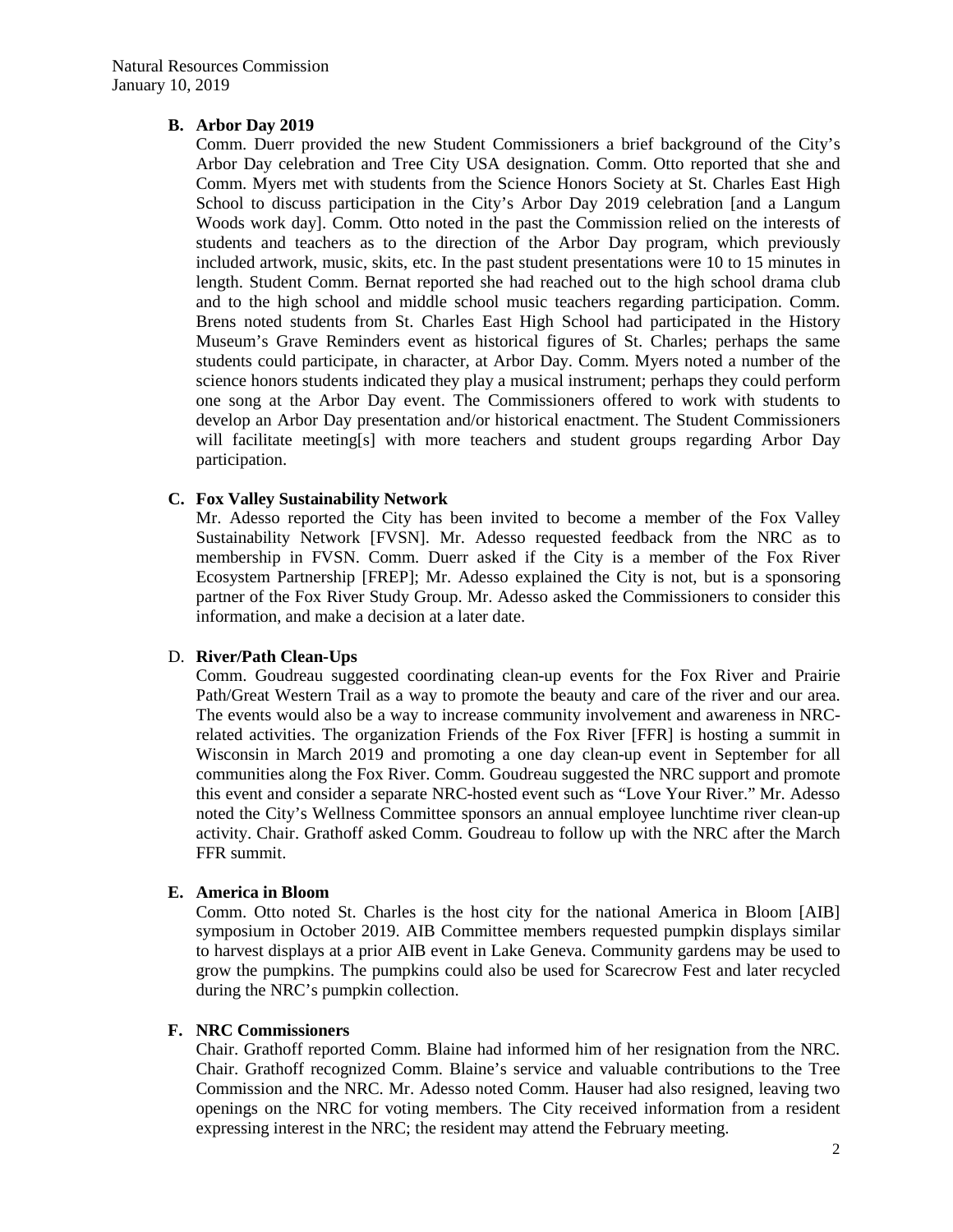**B. Arbor Day 2019**

Comm. Duerr provided the new Student Commissioners a brief background of the City's Arbor Day celebration and Tree City USA designation. Comm. Otto reported that she and Comm. Myers met with students from the Science Honors Society at St. Charles East High School to discuss participation in the City's Arbor Day 2019 celebration [and a Langum Woods work day]. Comm. Otto noted in the past the Commission relied on the interests of students and teachers as to the direction of the Arbor Day program, which previously included artwork, music, skits, etc. In the past student presentations were 10 to 15 minutes in length. Student Comm. Bernat reported she had reached out to the high school drama club and to the high school and middle school music teachers regarding participation. Comm. Brens noted students from St. Charles East High School had participated in the History Museum's Grave Reminders event as historical figures of St. Charles; perhaps the same students could participate, in character, at Arbor Day. Comm. Myers noted a number of the science honors students indicated they play a musical instrument; perhaps they could perform one song at the Arbor Day event. The Commissioners offered to work with students to develop an Arbor Day presentation and/or historical enactment. The Student Commissioners will facilitate meeting[s] with more teachers and student groups regarding Arbor Day participation.

**C. Fox Valley Sustainability Network**

Mr. Adesso reported the City has been invited to become a member of the Fox Valley Sustainability Network [FVSN]. Mr. Adesso requested feedback from the NRC as to membership in FVSN. Comm. Duerr asked if the City is a member of the Fox River Ecosystem Partnership [FREP]; Mr. Adesso explained the City is not, but is a sponsoring partner of the Fox River Study Group. Mr. Adesso asked the Commissioners to consider this information, and make a decision at a later date.

D. **River/Path Clean-Ups**

Comm. Goudreau suggested coordinating clean-up events for the Fox River and Prairie Path/Great Western Trail as a way to promote the beauty and care of the river and our area. The events would also be a way to increase community involvement and awareness in NRC-related activities. The organization Friends of the Fox River [FFR] is hosting a summit in Wisconsin in March 2019 and promoting a one day clean-up event in September for all communities along the Fox River. Comm. Goudreau suggested the NRC support and promote this event and consider a separate NRC-hosted event such as "Love Your River." Mr. Adesso noted the City's Wellness Committee sponsors an annual employee lunchtime river clean-up activity. Chair. Grathoff asked Comm. Goudreau to follow up with the NRC after the March FFR summit.

**E. America in Bloom**

Comm. Otto noted St. Charles is the host city for the national America in Bloom [AIB] symposium in October 2019. AIB Committee members requested pumpkin displays similar to harvest displays at a prior AIB event in Lake Geneva. Community gardens may be used to grow the pumpkins. The pumpkins could also be used for Scarecrow Fest and later recycled during the NRC's pumpkin collection.

**F. NRC Commissioners**

Chair. Grathoff reported Comm. Blaine had informed him of her resignation from the NRC. Chair. Grathoff recognized Comm. Blaine's service and valuable contributions to the Tree Commission and the NRC. Mr. Adesso noted Comm. Hauser had also resigned, leaving two openings on the NRC for voting members. The City received information from a resident expressing interest in the NRC; the resident may attend the February meeting.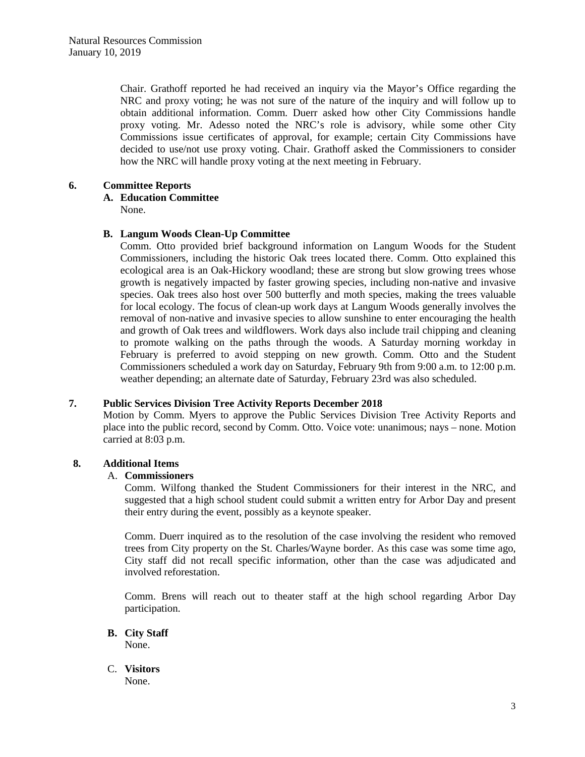Chair. Grathoff reported he had received an inquiry via the Mayor's Office regarding the NRC and proxy voting; he was not sure of the nature of the inquiry and will follow up to obtain additional information. Comm. Duerr asked how other City Commissions handle proxy voting. Mr. Adesso noted the NRC's role is advisory, while some other City Commissions issue certificates of approval, for example; certain City Commissions have decided to use/not use proxy voting. Chair. Grathoff asked the Commissioners to consider how the NRC will handle proxy voting at the next meeting in February.

## 6. Committee Reports

### A. Education Committee

None.

### B. Langum Woods Clean-Up Committee

Comm. Otto provided brief background information on Langum Woods for the Student Commissioners, including the historic Oak trees located there. Comm. Otto explained this ecological area is an Oak-Hickory woodland; these are strong but slow growing trees whose growth is negatively impacted by faster growing species, including non-native and invasive species. Oak trees also host over 500 butterfly and moth species, making the trees valuable for local ecology. The focus of clean-up work days at Langum Woods generally involves the removal of non-native and invasive species to allow sunshine to enter encouraging the health and growth of Oak trees and wildflowers. Work days also include trail chipping and cleaning to promote walking on the paths through the woods. A Saturday morning workday in February is preferred to avoid stepping on new growth. Comm. Otto and the Student Commissioners scheduled a work day on Saturday, February 9th from 9:00 a.m. to 12:00 p.m. weather depending; an alternate date of Saturday, February 23rd was also scheduled.

## 7. Public Services Division Tree Activity Reports December 2018

Motion by Comm. Myers to approve the Public Services Division Tree Activity Reports and place into the public record, second by Comm. Otto. Voice vote: unanimous; nays – none. Motion carried at 8:03 p.m.

## 8. Additional Items

### A. Commissioners

Comm. Wilfong thanked the Student Commissioners for their interest in the NRC, and suggested that a high school student could submit a written entry for Arbor Day and present their entry during the event, possibly as a keynote speaker.

Comm. Duerr inquired as to the resolution of the case involving the resident who removed trees from City property on the St. Charles/Wayne border. As this case was some time ago, City staff did not recall specific information, other than the case was adjudicated and involved reforestation.

Comm. Brens will reach out to theater staff at the high school regarding Arbor Day participation.

### B. City Staff

None.

### C. Visitors

None.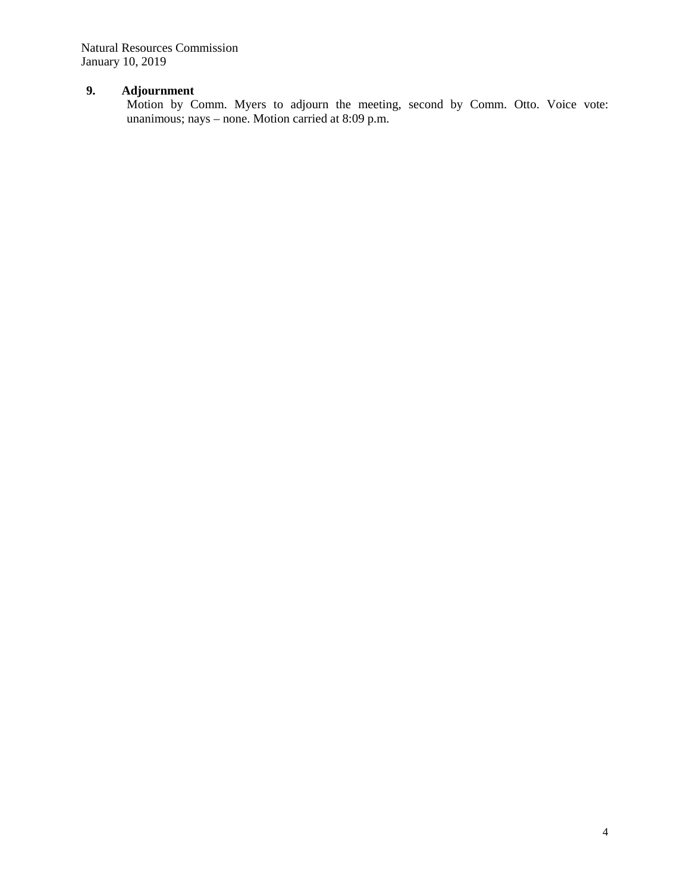**9. Adjournment**

Motion by Comm. Myers to adjourn the meeting, second by Comm. Otto. Voice vote: unanimous; nays – none. Motion carried at 8:09 p.m.